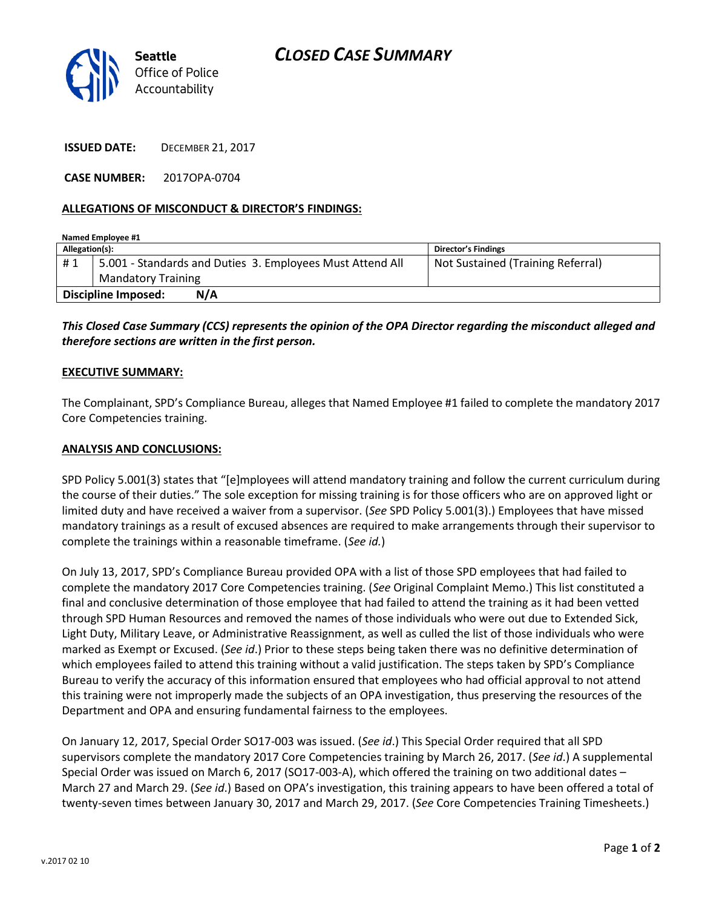Seattle Office of Police Accountability

# CLOSED CASE SUMMARY

**ISSUED DATE:** DECEMBER 21, 2017

**CASE NUMBER:** 2017OPA-0704

## ALLEGATIONS OF MISCONDUCT & DIRECTOR'S FINDINGS:

**Named Employee #1**

| Allegation(s): | | Director's Findings |
|---|---|---|
| # 1 | 5.001 - Standards and Duties 3. Employees Must Attend All Mandatory Training | Not Sustained (Training Referral) |
| **Discipline Imposed:** | **N/A** | |

***This Closed Case Summary (CCS) represents the opinion of the OPA Director regarding the misconduct alleged and therefore sections are written in the first person.***

### EXECUTIVE SUMMARY:

The Complainant, SPD's Compliance Bureau, alleges that Named Employee #1 failed to complete the mandatory 2017 Core Competencies training.

### ANALYSIS AND CONCLUSIONS:

SPD Policy 5.001(3) states that "[e]mployees will attend mandatory training and follow the current curriculum during the course of their duties." The sole exception for missing training is for those officers who are on approved light or limited duty and have received a waiver from a supervisor. (*See* SPD Policy 5.001(3).) Employees that have missed mandatory trainings as a result of excused absences are required to make arrangements through their supervisor to complete the trainings within a reasonable timeframe. (*See id.*)

On July 13, 2017, SPD's Compliance Bureau provided OPA with a list of those SPD employees that had failed to complete the mandatory 2017 Core Competencies training. (*See* Original Complaint Memo.) This list constituted a final and conclusive determination of those employee that had failed to attend the training as it had been vetted through SPD Human Resources and removed the names of those individuals who were out due to Extended Sick, Light Duty, Military Leave, or Administrative Reassignment, as well as culled the list of those individuals who were marked as Exempt or Excused. (*See id*.) Prior to these steps being taken there was no definitive determination of which employees failed to attend this training without a valid justification. The steps taken by SPD's Compliance Bureau to verify the accuracy of this information ensured that employees who had official approval to not attend this training were not improperly made the subjects of an OPA investigation, thus preserving the resources of the Department and OPA and ensuring fundamental fairness to the employees.

On January 12, 2017, Special Order SO17-003 was issued. (*See id*.) This Special Order required that all SPD supervisors complete the mandatory 2017 Core Competencies training by March 26, 2017. (*See id*.) A supplemental Special Order was issued on March 6, 2017 (SO17-003-A), which offered the training on two additional dates – March 27 and March 29. (*See id*.) Based on OPA's investigation, this training appears to have been offered a total of twenty-seven times between January 30, 2017 and March 29, 2017. (*See* Core Competencies Training Timesheets.)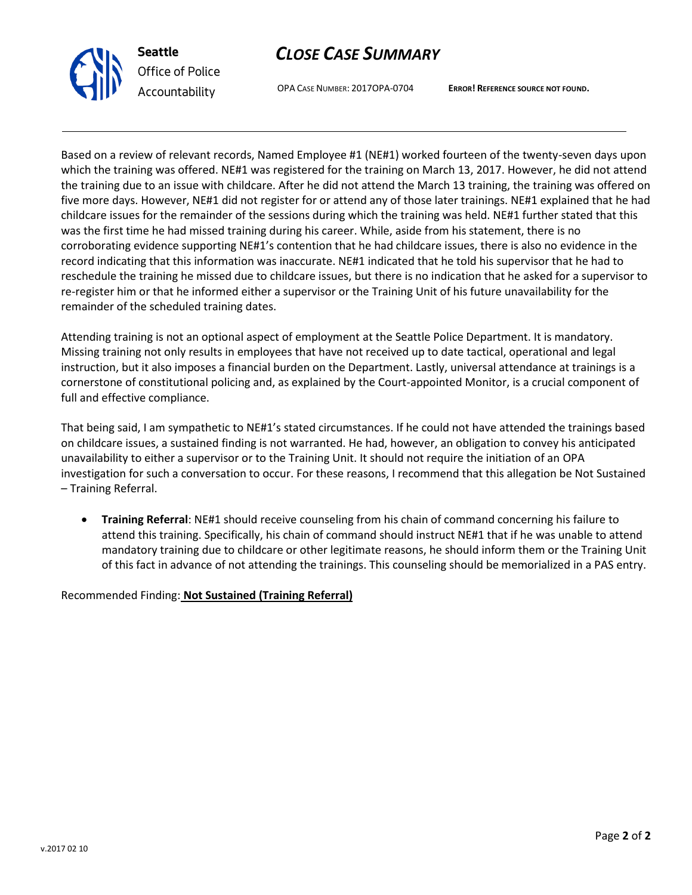Based on a review of relevant records, Named Employee #1 (NE#1) worked fourteen of the twenty-seven days upon which the training was offered. NE#1 was registered for the training on March 13, 2017. However, he did not attend the training due to an issue with childcare. After he did not attend the March 13 training, the training was offered on five more days. However, NE#1 did not register for or attend any of those later trainings. NE#1 explained that he had childcare issues for the remainder of the sessions during which the training was held. NE#1 further stated that this was the first time he had missed training during his career. While, aside from his statement, there is no corroborating evidence supporting NE#1's contention that he had childcare issues, there is also no evidence in the record indicating that this information was inaccurate. NE#1 indicated that he told his supervisor that he had to reschedule the training he missed due to childcare issues, but there is no indication that he asked for a supervisor to re-register him or that he informed either a supervisor or the Training Unit of his future unavailability for the remainder of the scheduled training dates.

Attending training is not an optional aspect of employment at the Seattle Police Department. It is mandatory. Missing training not only results in employees that have not received up to date tactical, operational and legal instruction, but it also imposes a financial burden on the Department. Lastly, universal attendance at trainings is a cornerstone of constitutional policing and, as explained by the Court-appointed Monitor, is a crucial component of full and effective compliance.

That being said, I am sympathetic to NE#1's stated circumstances. If he could not have attended the trainings based on childcare issues, a sustained finding is not warranted. He had, however, an obligation to convey his anticipated unavailability to either a supervisor or to the Training Unit. It should not require the initiation of an OPA investigation for such a conversation to occur. For these reasons, I recommend that this allegation be Not Sustained – Training Referral.

- **Training Referral**: NE#1 should receive counseling from his chain of command concerning his failure to attend this training. Specifically, his chain of command should instruct NE#1 that if he was unable to attend mandatory training due to childcare or other legitimate reasons, he should inform them or the Training Unit of this fact in advance of not attending the trainings. This counseling should be memorialized in a PAS entry.

Recommended Finding: **Not Sustained (Training Referral)**